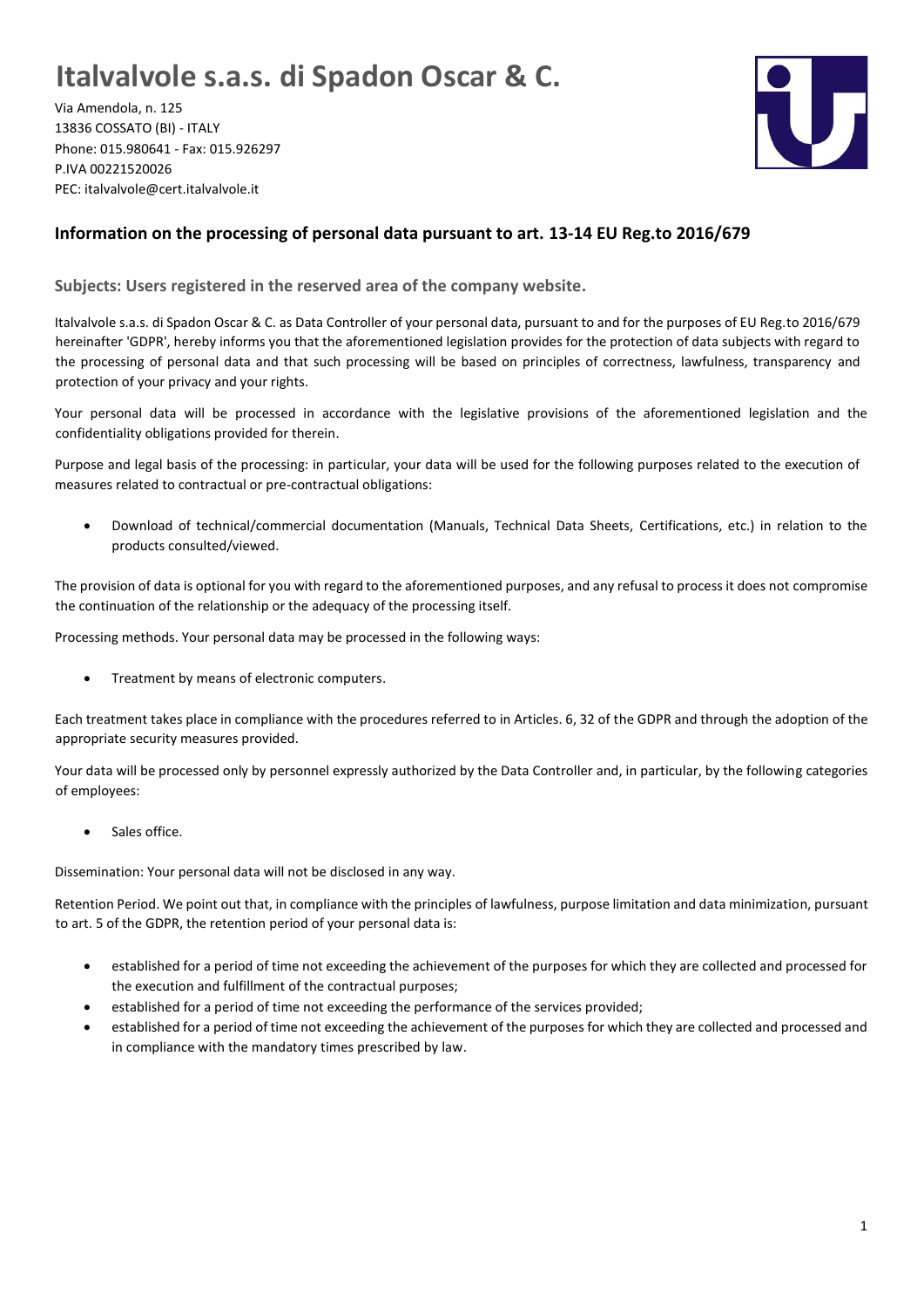# Italvalvole s.a.s. di Spadon Oscar & C.

Via Amendola, n. 125
13836 COSSATO (BI) - ITALY
Phone: 015.980641 - Fax: 015.926297
P.IVA 00221520026
PEC: italvalvole@cert.italvalvole.it

## Information on the processing of personal data pursuant to art. 13-14 EU Reg.to 2016/679

### Subjects: Users registered in the reserved area of the company website.

Italvalvole s.a.s. di Spadon Oscar & C. as Data Controller of your personal data, pursuant to and for the purposes of EU Reg.to 2016/679 hereinafter 'GDPR', hereby informs you that the aforementioned legislation provides for the protection of data subjects with regard to the processing of personal data and that such processing will be based on principles of correctness, lawfulness, transparency and protection of your privacy and your rights.

Your personal data will be processed in accordance with the legislative provisions of the aforementioned legislation and the confidentiality obligations provided for therein.

Purpose and legal basis of the processing: in particular, your data will be used for the following purposes related to the execution of measures related to contractual or pre-contractual obligations:

- Download of technical/commercial documentation (Manuals, Technical Data Sheets, Certifications, etc.) in relation to the products consulted/viewed.

The provision of data is optional for you with regard to the aforementioned purposes, and any refusal to process it does not compromise the continuation of the relationship or the adequacy of the processing itself.

Processing methods. Your personal data may be processed in the following ways:

- Treatment by means of electronic computers.

Each treatment takes place in compliance with the procedures referred to in Articles. 6, 32 of the GDPR and through the adoption of the appropriate security measures provided.

Your data will be processed only by personnel expressly authorized by the Data Controller and, in particular, by the following categories of employees:

- Sales office.

Dissemination: Your personal data will not be disclosed in any way.

Retention Period. We point out that, in compliance with the principles of lawfulness, purpose limitation and data minimization, pursuant to art. 5 of the GDPR, the retention period of your personal data is:

- established for a period of time not exceeding the achievement of the purposes for which they are collected and processed for the execution and fulfillment of the contractual purposes;
- established for a period of time not exceeding the performance of the services provided;
- established for a period of time not exceeding the achievement of the purposes for which they are collected and processed and in compliance with the mandatory times prescribed by law.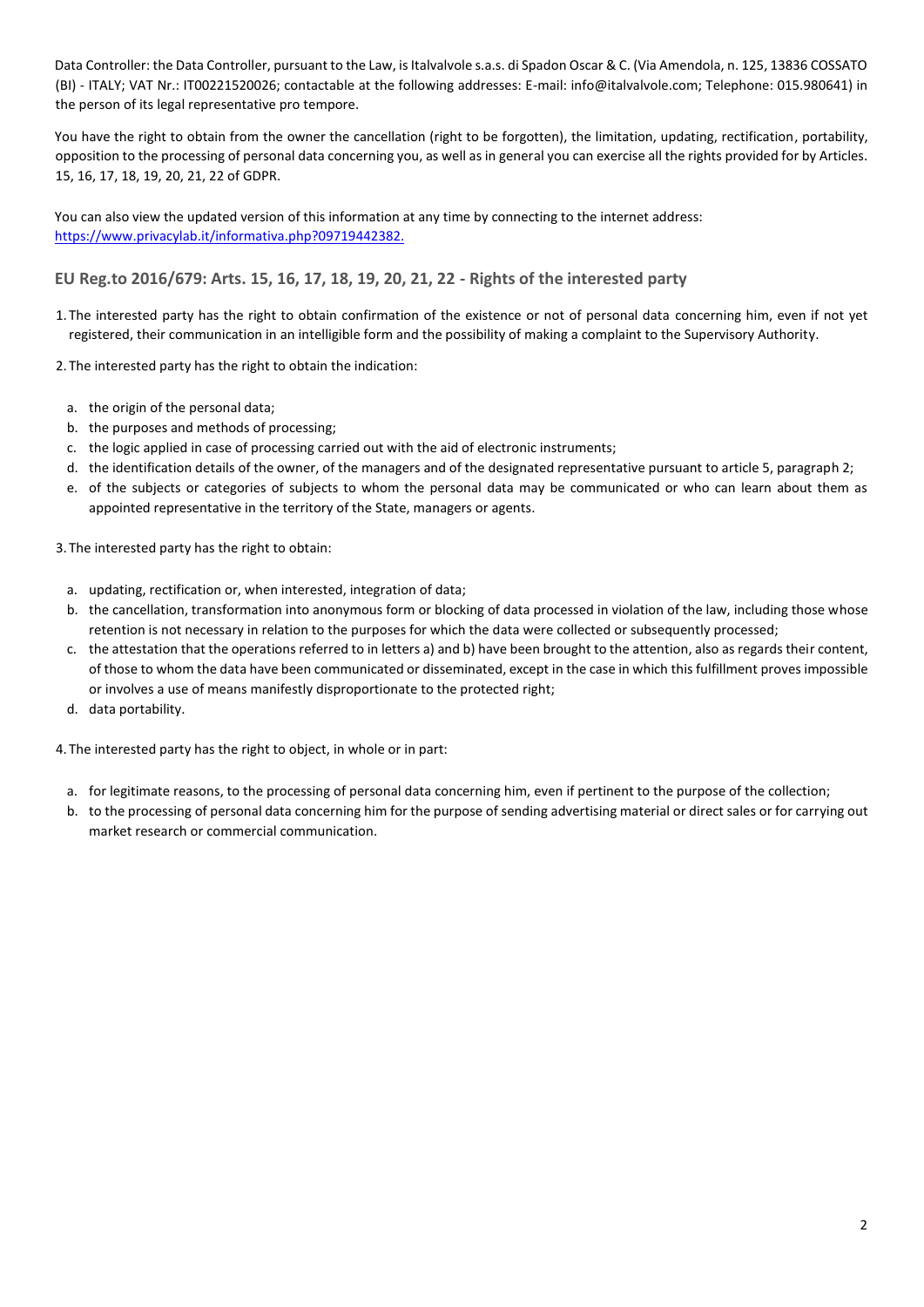Data Controller: the Data Controller, pursuant to the Law, is Italvalvole s.a.s. di Spadon Oscar & C. (Via Amendola, n. 125, 13836 COSSATO (BI) - ITALY; VAT Nr.: IT00221520026; contactable at the following addresses: E-mail: info@italvalvole.com; Telephone: 015.980641) in the person of its legal representative pro tempore.

You have the right to obtain from the owner the cancellation (right to be forgotten), the limitation, updating, rectification, portability, opposition to the processing of personal data concerning you, as well as in general you can exercise all the rights provided for by Articles. 15, 16, 17, 18, 19, 20, 21, 22 of GDPR.

You can also view the updated version of this information at any time by connecting to the internet address: [https://www.privacylab.it/informativa.php?09719442382.](https://www.privacylab.it/informativa.php?09719442382)

## EU Reg.to 2016/679: Arts. 15, 16, 17, 18, 19, 20, 21, 22 - Rights of the interested party

1. The interested party has the right to obtain confirmation of the existence or not of personal data concerning him, even if not yet registered, their communication in an intelligible form and the possibility of making a complaint to the Supervisory Authority.
2. The interested party has the right to obtain the indication:
   a. the origin of the personal data;
   b. the purposes and methods of processing;
   c. the logic applied in case of processing carried out with the aid of electronic instruments;
   d. the identification details of the owner, of the managers and of the designated representative pursuant to article 5, paragraph 2;
   e. of the subjects or categories of subjects to whom the personal data may be communicated or who can learn about them as appointed representative in the territory of the State, managers or agents.
3. The interested party has the right to obtain:
   a. updating, rectification or, when interested, integration of data;
   b. the cancellation, transformation into anonymous form or blocking of data processed in violation of the law, including those whose retention is not necessary in relation to the purposes for which the data were collected or subsequently processed;
   c. the attestation that the operations referred to in letters a) and b) have been brought to the attention, also as regards their content, of those to whom the data have been communicated or disseminated, except in the case in which this fulfillment proves impossible or involves a use of means manifestly disproportionate to the protected right;
   d. data portability.
4. The interested party has the right to object, in whole or in part:
   a. for legitimate reasons, to the processing of personal data concerning him, even if pertinent to the purpose of the collection;
   b. to the processing of personal data concerning him for the purpose of sending advertising material or direct sales or for carrying out market research or commercial communication.